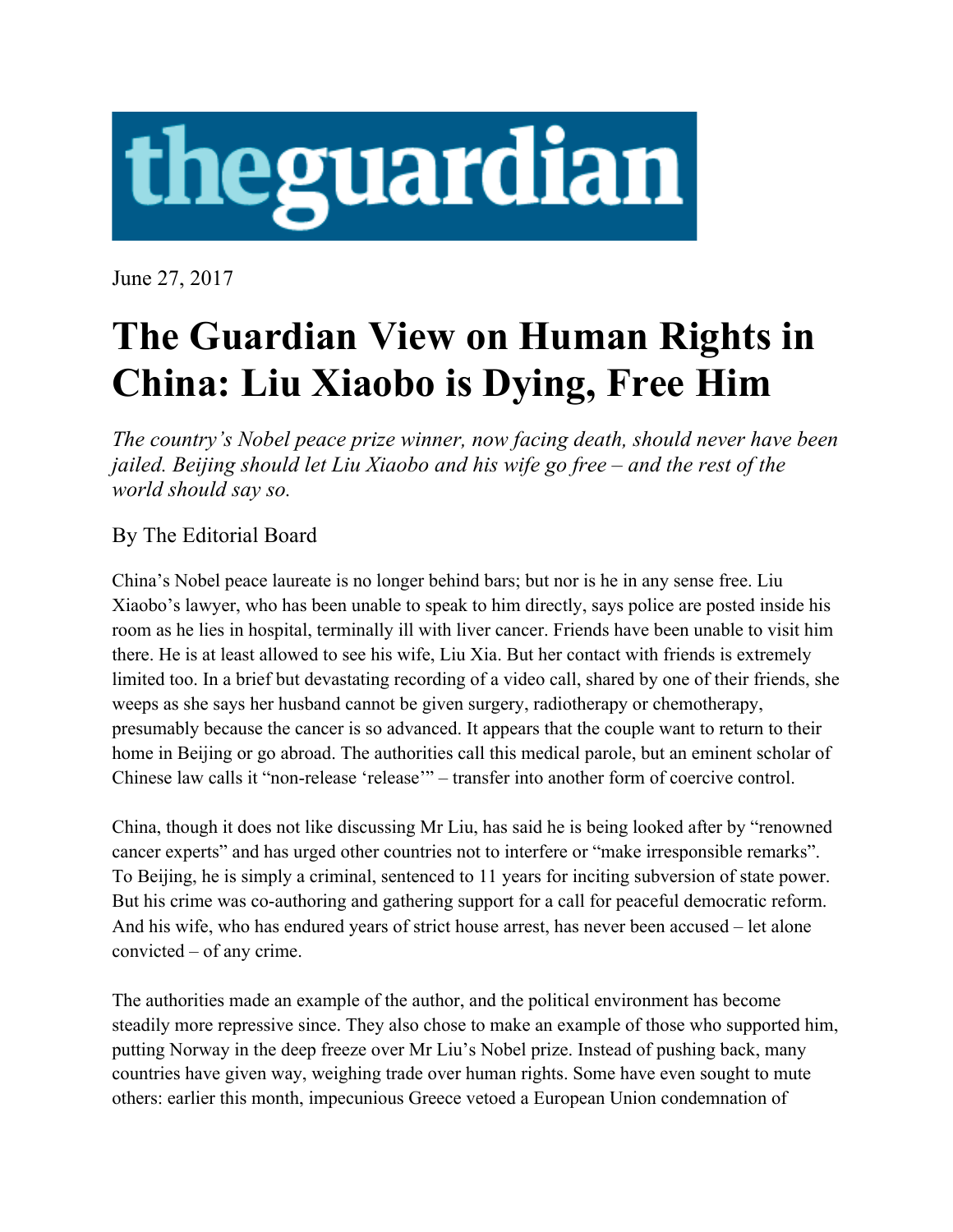theguardian

June 27, 2017

# The Guardian View on Human Rights in China: Liu Xiaobo is Dying, Free Him

*The country's Nobel peace prize winner, now facing death, should never have been jailed. Beijing should let Liu Xiaobo and his wife go free – and the rest of the world should say so.*

By The Editorial Board

China's Nobel peace laureate is no longer behind bars; but nor is he in any sense free. Liu Xiaobo's lawyer, who has been unable to speak to him directly, says police are posted inside his room as he lies in hospital, terminally ill with liver cancer. Friends have been unable to visit him there. He is at least allowed to see his wife, Liu Xia. But her contact with friends is extremely limited too. In a brief but devastating recording of a video call, shared by one of their friends, she weeps as she says her husband cannot be given surgery, radiotherapy or chemotherapy, presumably because the cancer is so advanced. It appears that the couple want to return to their home in Beijing or go abroad. The authorities call this medical parole, but an eminent scholar of Chinese law calls it "non-release 'release'" – transfer into another form of coercive control.

China, though it does not like discussing Mr Liu, has said he is being looked after by "renowned cancer experts" and has urged other countries not to interfere or "make irresponsible remarks". To Beijing, he is simply a criminal, sentenced to 11 years for inciting subversion of state power. But his crime was co-authoring and gathering support for a call for peaceful democratic reform. And his wife, who has endured years of strict house arrest, has never been accused – let alone convicted – of any crime.

The authorities made an example of the author, and the political environment has become steadily more repressive since. They also chose to make an example of those who supported him, putting Norway in the deep freeze over Mr Liu's Nobel prize. Instead of pushing back, many countries have given way, weighing trade over human rights. Some have even sought to mute others: earlier this month, impecunious Greece vetoed a European Union condemnation of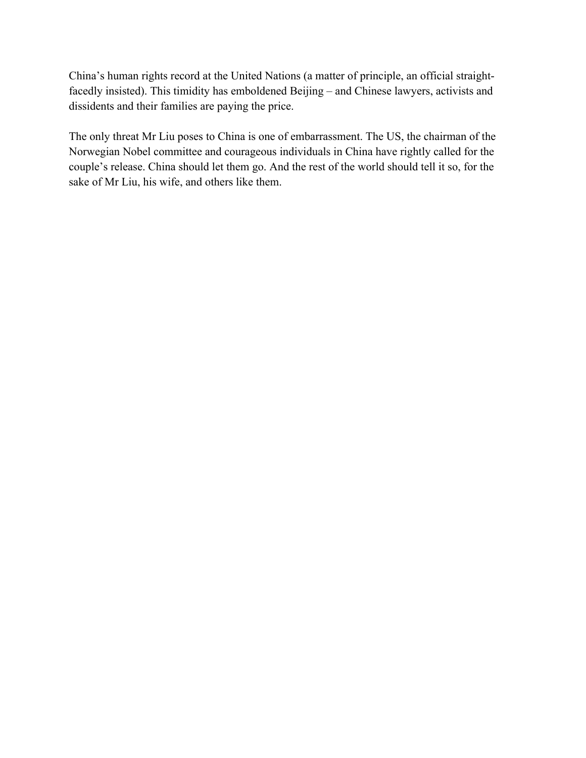China's human rights record at the United Nations (a matter of principle, an official straight-facedly insisted). This timidity has emboldened Beijing – and Chinese lawyers, activists and dissidents and their families are paying the price.

The only threat Mr Liu poses to China is one of embarrassment. The US, the chairman of the Norwegian Nobel committee and courageous individuals in China have rightly called for the couple's release. China should let them go. And the rest of the world should tell it so, for the sake of Mr Liu, his wife, and others like them.